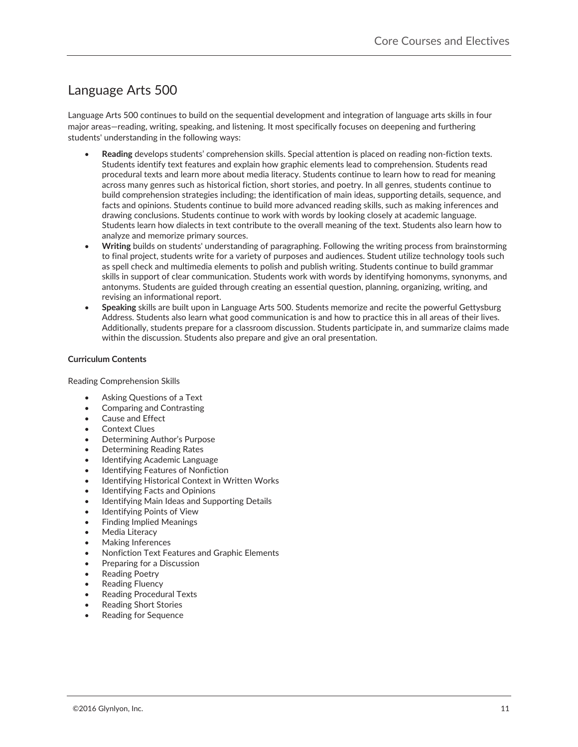# Language Arts 500

Language Arts 500 continues to build on the sequential development and integration of language arts skills in four major areas—reading, writing, speaking, and listening. It most specifically focuses on deepening and furthering students' understanding in the following ways:

- **Reading** develops students' comprehension skills. Special attention is placed on reading non-fiction texts. Students identify text features and explain how graphic elements lead to comprehension. Students read procedural texts and learn more about media literacy. Students continue to learn how to read for meaning across many genres such as historical fiction, short stories, and poetry. In all genres, students continue to build comprehension strategies including; the identification of main ideas, supporting details, sequence, and facts and opinions. Students continue to build more advanced reading skills, such as making inferences and drawing conclusions. Students continue to work with words by looking closely at academic language. Students learn how dialects in text contribute to the overall meaning of the text. Students also learn how to analyze and memorize primary sources.
- **Writing** builds on students' understanding of paragraphing. Following the writing process from brainstorming to final project, students write for a variety of purposes and audiences. Student utilize technology tools such as spell check and multimedia elements to polish and publish writing. Students continue to build grammar skills in support of clear communication. Students work with words by identifying homonyms, synonyms, and antonyms. Students are guided through creating an essential question, planning, organizing, writing, and revising an informational report.
- **Speaking** skills are built upon in Language Arts 500. Students memorize and recite the powerful Gettysburg Address. Students also learn what good communication is and how to practice this in all areas of their lives. Additionally, students prepare for a classroom discussion. Students participate in, and summarize claims made within the discussion. Students also prepare and give an oral presentation.

**Curriculum Contents**

Reading Comprehension Skills

- Asking Questions of a Text
- Comparing and Contrasting
- Cause and Effect
- Context Clues
- Determining Author's Purpose
- Determining Reading Rates
- Identifying Academic Language
- Identifying Features of Nonfiction
- Identifying Historical Context in Written Works
- Identifying Facts and Opinions
- Identifying Main Ideas and Supporting Details
- Identifying Points of View
- Finding Implied Meanings
- Media Literacy
- Making Inferences
- Nonfiction Text Features and Graphic Elements
- Preparing for a Discussion
- Reading Poetry
- Reading Fluency
- Reading Procedural Texts
- Reading Short Stories
- Reading for Sequence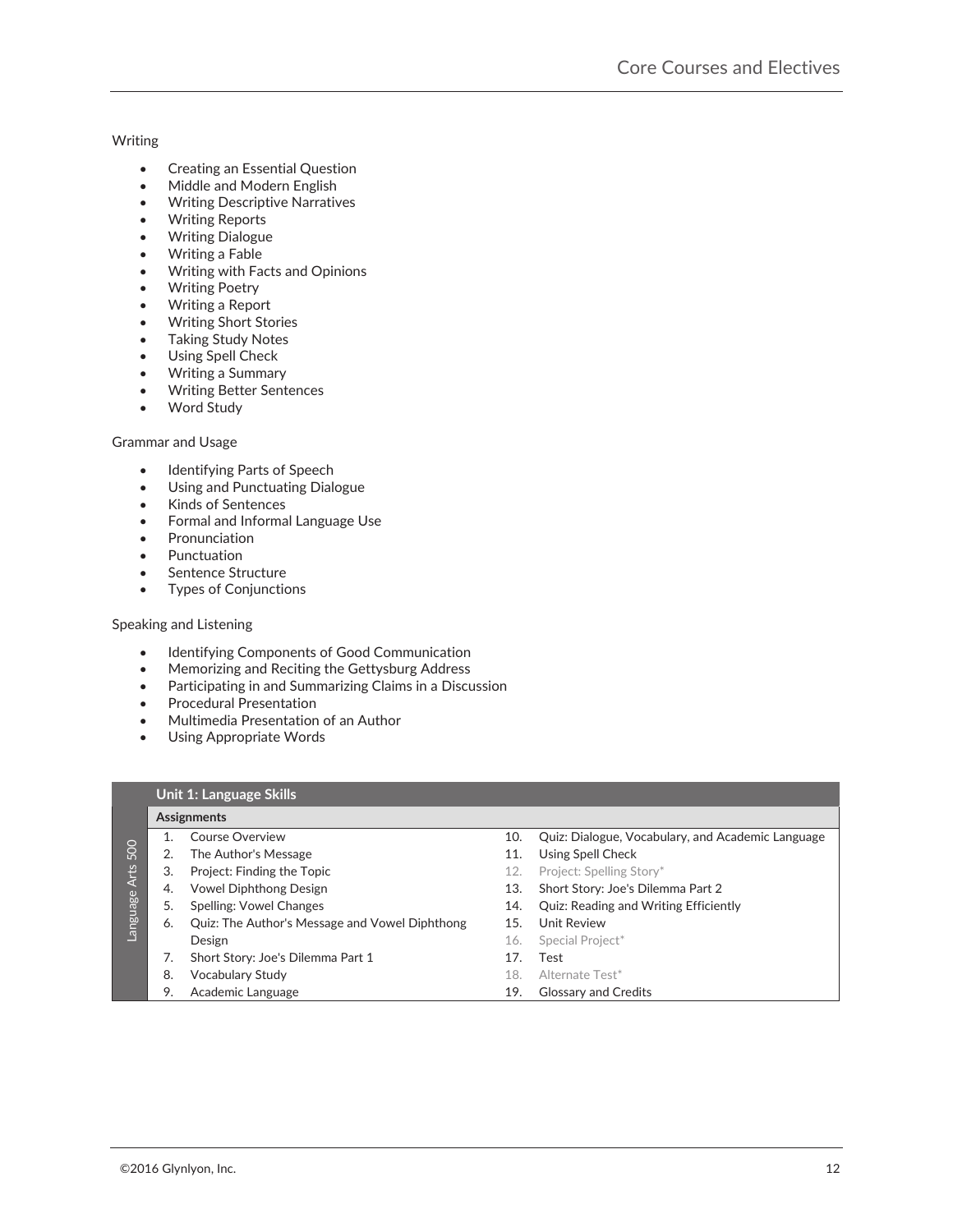Writing

- Creating an Essential Question
- Middle and Modern English
- Writing Descriptive Narratives
- Writing Reports
- Writing Dialogue
- Writing a Fable
- Writing with Facts and Opinions
- Writing Poetry
- Writing a Report
- Writing Short Stories
- Taking Study Notes
- Using Spell Check
- Writing a Summary
- Writing Better Sentences
- Word Study

Grammar and Usage

- Identifying Parts of Speech
- Using and Punctuating Dialogue
- Kinds of Sentences
- Formal and Informal Language Use
- Pronunciation
- Punctuation
- Sentence Structure
- Types of Conjunctions

Speaking and Listening

- Identifying Components of Good Communication
- Memorizing and Reciting the Gettysburg Address
- Participating in and Summarizing Claims in a Discussion
- Procedural Presentation
- Multimedia Presentation of an Author
- Using Appropriate Words

**Language Arts 500**

| Unit 1: Language Skills | | | |
|---|---|---|---|
| **Assignments** | | | |
| 1. | Course Overview | 10. | Quiz: Dialogue, Vocabulary, and Academic Language |
| 2. | The Author's Message | 11. | Using Spell Check |
| 3. | Project: Finding the Topic | 12. | Project: Spelling Story* |
| 4. | Vowel Diphthong Design | 13. | Short Story: Joe's Dilemma Part 2 |
| 5. | Spelling: Vowel Changes | 14. | Quiz: Reading and Writing Efficiently |
| 6. | Quiz: The Author's Message and Vowel Diphthong Design | 15. | Unit Review |
| | | 16. | Special Project* |
| 7. | Short Story: Joe's Dilemma Part 1 | 17. | Test |
| 8. | Vocabulary Study | 18. | Alternate Test* |
| 9. | Academic Language | 19. | Glossary and Credits |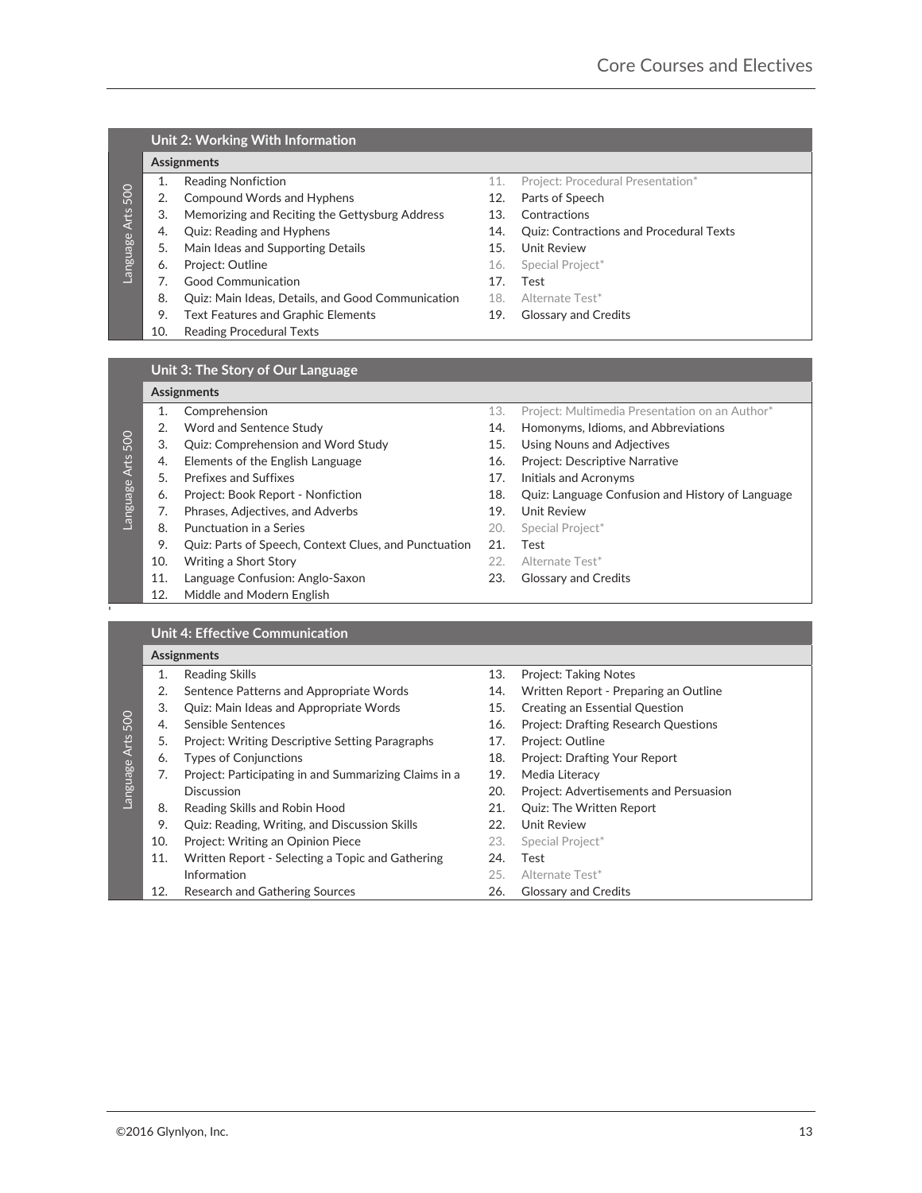## Unit 2: Working With Information

**Language Arts 500**

**Assignments**

1. Reading Nonfiction
2. Compound Words and Hyphens
3. Memorizing and Reciting the Gettysburg Address
4. Quiz: Reading and Hyphens
5. Main Ideas and Supporting Details
6. Project: Outline
7. Good Communication
8. Quiz: Main Ideas, Details, and Good Communication
9. Text Features and Graphic Elements
10. Reading Procedural Texts
11. Project: Procedural Presentation*
12. Parts of Speech
13. Contractions
14. Quiz: Contractions and Procedural Texts
15. Unit Review
16. Special Project*
17. Test
18. Alternate Test*
19. Glossary and Credits

## Unit 3: The Story of Our Language

**Language Arts 500**

**Assignments**

1. Comprehension
2. Word and Sentence Study
3. Quiz: Comprehension and Word Study
4. Elements of the English Language
5. Prefixes and Suffixes
6. Project: Book Report - Nonfiction
7. Phrases, Adjectives, and Adverbs
8. Punctuation in a Series
9. Quiz: Parts of Speech, Context Clues, and Punctuation
10. Writing a Short Story
11. Language Confusion: Anglo-Saxon
12. Middle and Modern English
13. Project: Multimedia Presentation on an Author*
14. Homonyms, Idioms, and Abbreviations
15. Using Nouns and Adjectives
16. Project: Descriptive Narrative
17. Initials and Acronyms
18. Quiz: Language Confusion and History of Language
19. Unit Review
20. Special Project*
21. Test
22. Alternate Test*
23. Glossary and Credits

## Unit 4: Effective Communication

**Language Arts 500**

**Assignments**

1. Reading Skills
2. Sentence Patterns and Appropriate Words
3. Quiz: Main Ideas and Appropriate Words
4. Sensible Sentences
5. Project: Writing Descriptive Setting Paragraphs
6. Types of Conjunctions
7. Project: Participating in and Summarizing Claims in a Discussion
8. Reading Skills and Robin Hood
9. Quiz: Reading, Writing, and Discussion Skills
10. Project: Writing an Opinion Piece
11. Written Report - Selecting a Topic and Gathering Information
12. Research and Gathering Sources
13. Project: Taking Notes
14. Written Report - Preparing an Outline
15. Creating an Essential Question
16. Project: Drafting Research Questions
17. Project: Outline
18. Project: Drafting Your Report
19. Media Literacy
20. Project: Advertisements and Persuasion
21. Quiz: The Written Report
22. Unit Review
23. Special Project*
24. Test
25. Alternate Test*
26. Glossary and Credits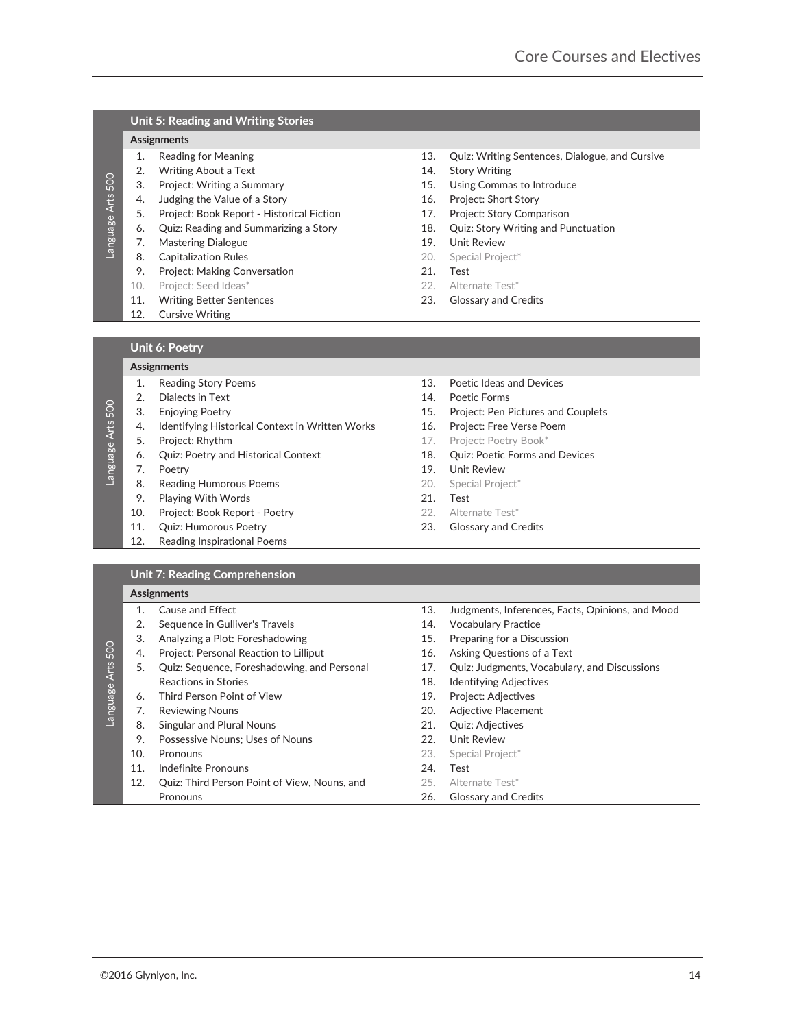## Unit 5: Reading and Writing Stories

*Language Arts 500*

**Assignments**

1. Reading for Meaning
2. Writing About a Text
3. Project: Writing a Summary
4. Judging the Value of a Story
5. Project: Book Report - Historical Fiction
6. Quiz: Reading and Summarizing a Story
7. Mastering Dialogue
8. Capitalization Rules
9. Project: Making Conversation
10. Project: Seed Ideas*
11. Writing Better Sentences
12. Cursive Writing
13. Quiz: Writing Sentences, Dialogue, and Cursive
14. Story Writing
15. Using Commas to Introduce
16. Project: Short Story
17. Project: Story Comparison
18. Quiz: Story Writing and Punctuation
19. Unit Review
20. Special Project*
21. Test
22. Alternate Test*
23. Glossary and Credits

## Unit 6: Poetry

*Language Arts 500*

**Assignments**

1. Reading Story Poems
2. Dialects in Text
3. Enjoying Poetry
4. Identifying Historical Context in Written Works
5. Project: Rhythm
6. Quiz: Poetry and Historical Context
7. Poetry
8. Reading Humorous Poems
9. Playing With Words
10. Project: Book Report - Poetry
11. Quiz: Humorous Poetry
12. Reading Inspirational Poems
13. Poetic Ideas and Devices
14. Poetic Forms
15. Project: Pen Pictures and Couplets
16. Project: Free Verse Poem
17. Project: Poetry Book*
18. Quiz: Poetic Forms and Devices
19. Unit Review
20. Special Project*
21. Test
22. Alternate Test*
23. Glossary and Credits

## Unit 7: Reading Comprehension

*Language Arts 500*

**Assignments**

1. Cause and Effect
2. Sequence in Gulliver's Travels
3. Analyzing a Plot: Foreshadowing
4. Project: Personal Reaction to Lilliput
5. Quiz: Sequence, Foreshadowing, and Personal Reactions in Stories
6. Third Person Point of View
7. Reviewing Nouns
8. Singular and Plural Nouns
9. Possessive Nouns; Uses of Nouns
10. Pronouns
11. Indefinite Pronouns
12. Quiz: Third Person Point of View, Nouns, and Pronouns
13. Judgments, Inferences, Facts, Opinions, and Mood
14. Vocabulary Practice
15. Preparing for a Discussion
16. Asking Questions of a Text
17. Quiz: Judgments, Vocabulary, and Discussions
18. Identifying Adjectives
19. Project: Adjectives
20. Adjective Placement
21. Quiz: Adjectives
22. Unit Review
23. Special Project*
24. Test
25. Alternate Test*
26. Glossary and Credits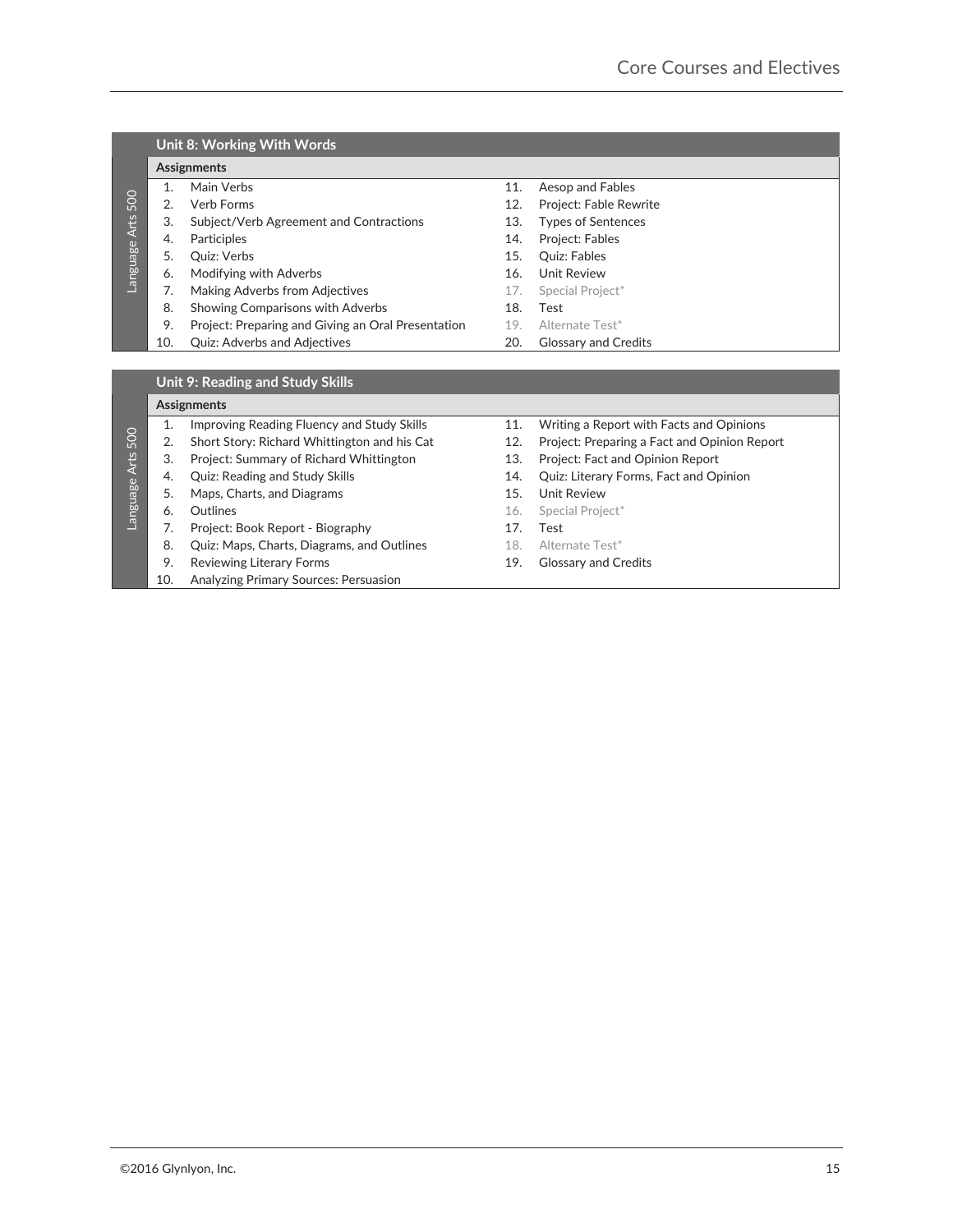## Unit 8: Working With Words

Language Arts 500

**Assignments**

1. Main Verbs
2. Verb Forms
3. Subject/Verb Agreement and Contractions
4. Participles
5. Quiz: Verbs
6. Modifying with Adverbs
7. Making Adverbs from Adjectives
8. Showing Comparisons with Adverbs
9. Project: Preparing and Giving an Oral Presentation
10. Quiz: Adverbs and Adjectives
11. Aesop and Fables
12. Project: Fable Rewrite
13. Types of Sentences
14. Project: Fables
15. Quiz: Fables
16. Unit Review
17. Special Project*
18. Test
19. Alternate Test*
20. Glossary and Credits

## Unit 9: Reading and Study Skills

Language Arts 500

**Assignments**

1. Improving Reading Fluency and Study Skills
2. Short Story: Richard Whittington and his Cat
3. Project: Summary of Richard Whittington
4. Quiz: Reading and Study Skills
5. Maps, Charts, and Diagrams
6. Outlines
7. Project: Book Report - Biography
8. Quiz: Maps, Charts, Diagrams, and Outlines
9. Reviewing Literary Forms
10. Analyzing Primary Sources: Persuasion
11. Writing a Report with Facts and Opinions
12. Project: Preparing a Fact and Opinion Report
13. Project: Fact and Opinion Report
14. Quiz: Literary Forms, Fact and Opinion
15. Unit Review
16. Special Project*
17. Test
18. Alternate Test*
19. Glossary and Credits